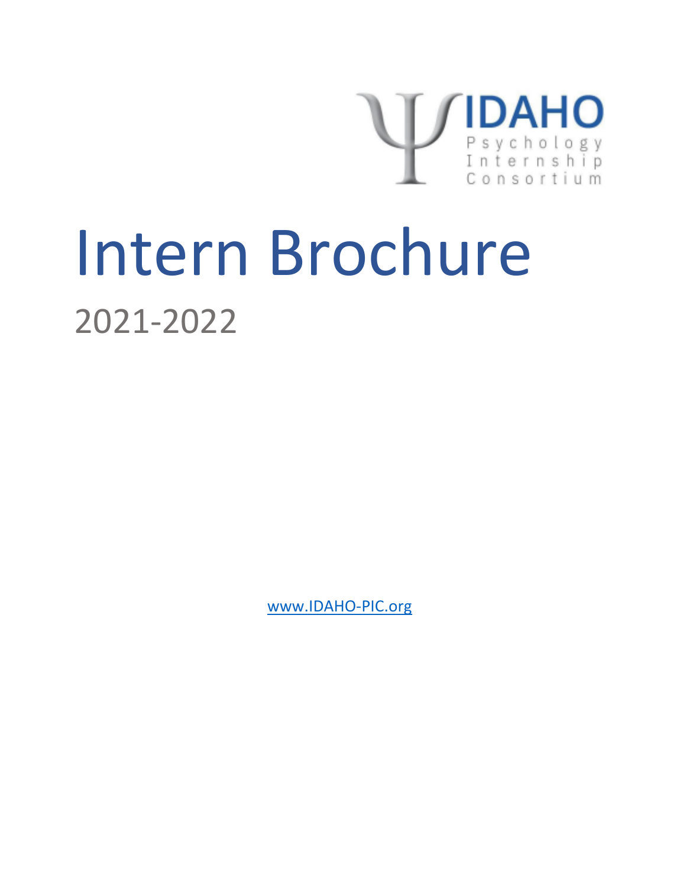IDAHO Psychology Internship Consortium

# Intern Brochure

## 2021-2022

www.IDAHO-PIC.org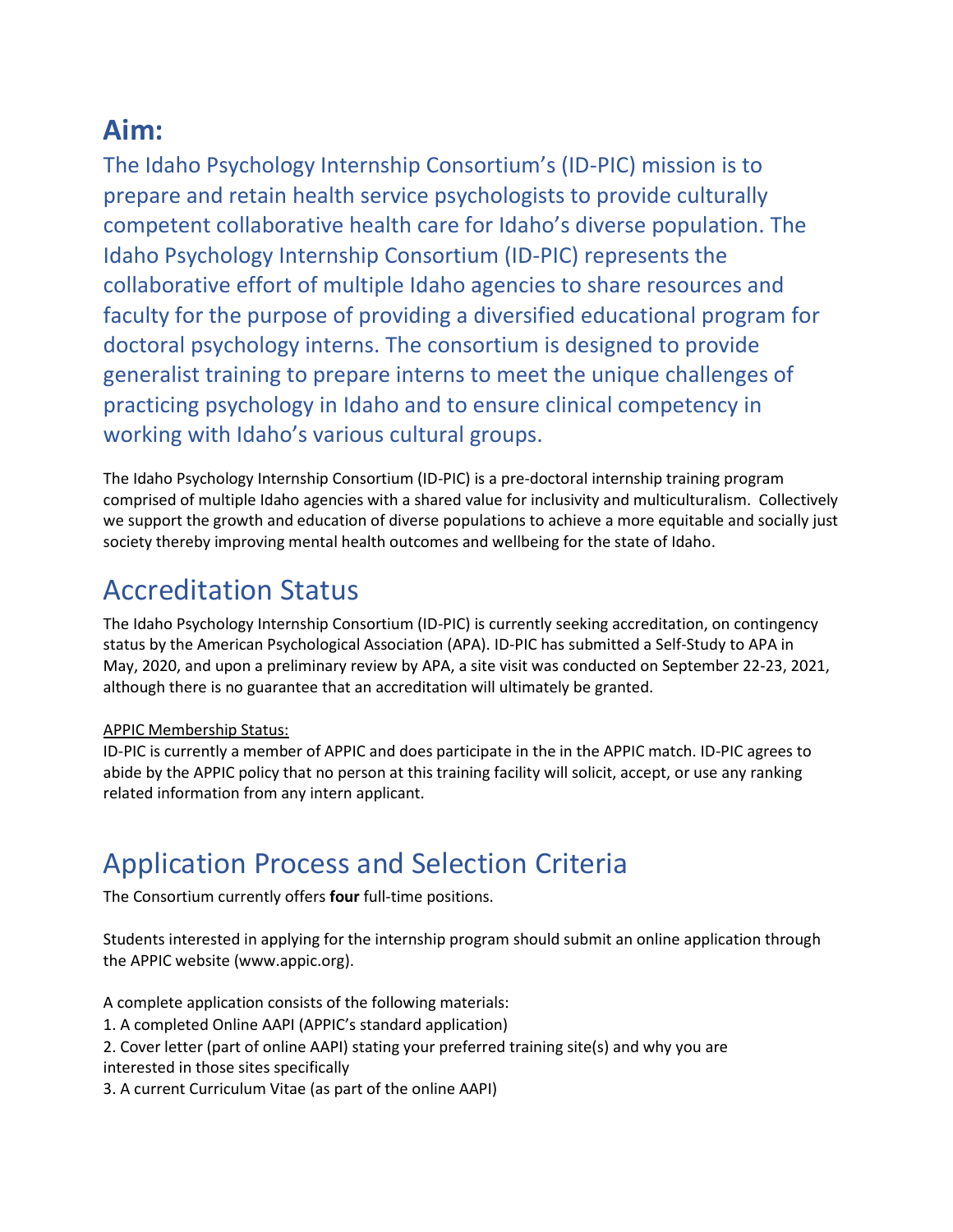## Aim:

The Idaho Psychology Internship Consortium's (ID-PIC) mission is to prepare and retain health service psychologists to provide culturally competent collaborative health care for Idaho's diverse population. The Idaho Psychology Internship Consortium (ID-PIC) represents the collaborative effort of multiple Idaho agencies to share resources and faculty for the purpose of providing a diversified educational program for doctoral psychology interns. The consortium is designed to provide generalist training to prepare interns to meet the unique challenges of practicing psychology in Idaho and to ensure clinical competency in working with Idaho's various cultural groups.

The Idaho Psychology Internship Consortium (ID-PIC) is a pre-doctoral internship training program comprised of multiple Idaho agencies with a shared value for inclusivity and multiculturalism. Collectively we support the growth and education of diverse populations to achieve a more equitable and socially just society thereby improving mental health outcomes and wellbeing for the state of Idaho.

# Accreditation Status

The Idaho Psychology Internship Consortium (ID-PIC) is currently seeking accreditation, on contingency status by the American Psychological Association (APA). ID-PIC has submitted a Self-Study to APA in May, 2020, and upon a preliminary review by APA, a site visit was conducted on September 22-23, 2021, although there is no guarantee that an accreditation will ultimately be granted.

APPIC Membership Status:

ID-PIC is currently a member of APPIC and does participate in the in the APPIC match. ID-PIC agrees to abide by the APPIC policy that no person at this training facility will solicit, accept, or use any ranking related information from any intern applicant.

# Application Process and Selection Criteria

The Consortium currently offers **four** full-time positions.

Students interested in applying for the internship program should submit an online application through the APPIC website (www.appic.org).

A complete application consists of the following materials:

1. A completed Online AAPI (APPIC's standard application)
2. Cover letter (part of online AAPI) stating your preferred training site(s) and why you are interested in those sites specifically
3. A current Curriculum Vitae (as part of the online AAPI)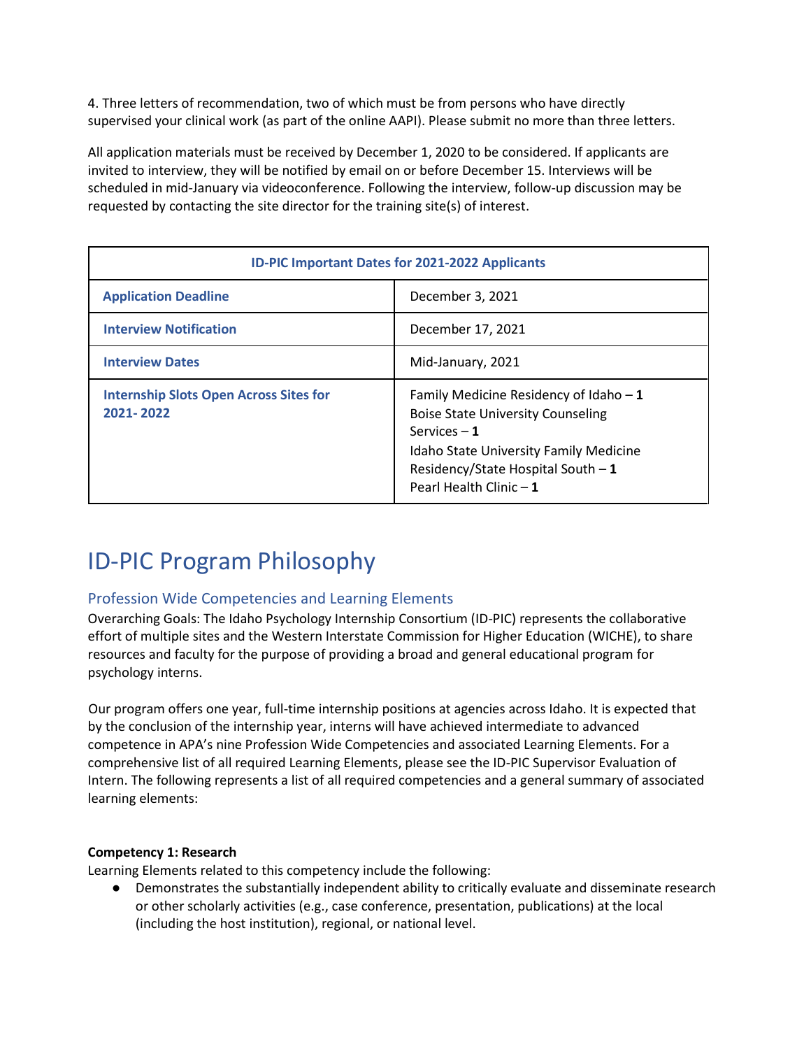4. Three letters of recommendation, two of which must be from persons who have directly supervised your clinical work (as part of the online AAPI). Please submit no more than three letters.

All application materials must be received by December 1, 2020 to be considered. If applicants are invited to interview, they will be notified by email on or before December 15. Interviews will be scheduled in mid-January via videoconference. Following the interview, follow-up discussion may be requested by contacting the site director for the training site(s) of interest.

| ID-PIC Important Dates for 2021-2022 Applicants | |
|---|---|
| **Application Deadline** | December 3, 2021 |
| **Interview Notification** | December 17, 2021 |
| **Interview Dates** | Mid-January, 2021 |
| **Internship Slots Open Across Sites for 2021- 2022** | Family Medicine Residency of Idaho – **1**<br>Boise State University Counseling Services – **1**<br>Idaho State University Family Medicine Residency/State Hospital South – **1**<br>Pearl Health Clinic – **1** |

# ID-PIC Program Philosophy

## Profession Wide Competencies and Learning Elements

Overarching Goals: The Idaho Psychology Internship Consortium (ID-PIC) represents the collaborative effort of multiple sites and the Western Interstate Commission for Higher Education (WICHE), to share resources and faculty for the purpose of providing a broad and general educational program for psychology interns.

Our program offers one year, full-time internship positions at agencies across Idaho. It is expected that by the conclusion of the internship year, interns will have achieved intermediate to advanced competence in APA's nine Profession Wide Competencies and associated Learning Elements. For a comprehensive list of all required Learning Elements, please see the ID-PIC Supervisor Evaluation of Intern. The following represents a list of all required competencies and a general summary of associated learning elements:

**Competency 1: Research**

Learning Elements related to this competency include the following:

- Demonstrates the substantially independent ability to critically evaluate and disseminate research or other scholarly activities (e.g., case conference, presentation, publications) at the local (including the host institution), regional, or national level.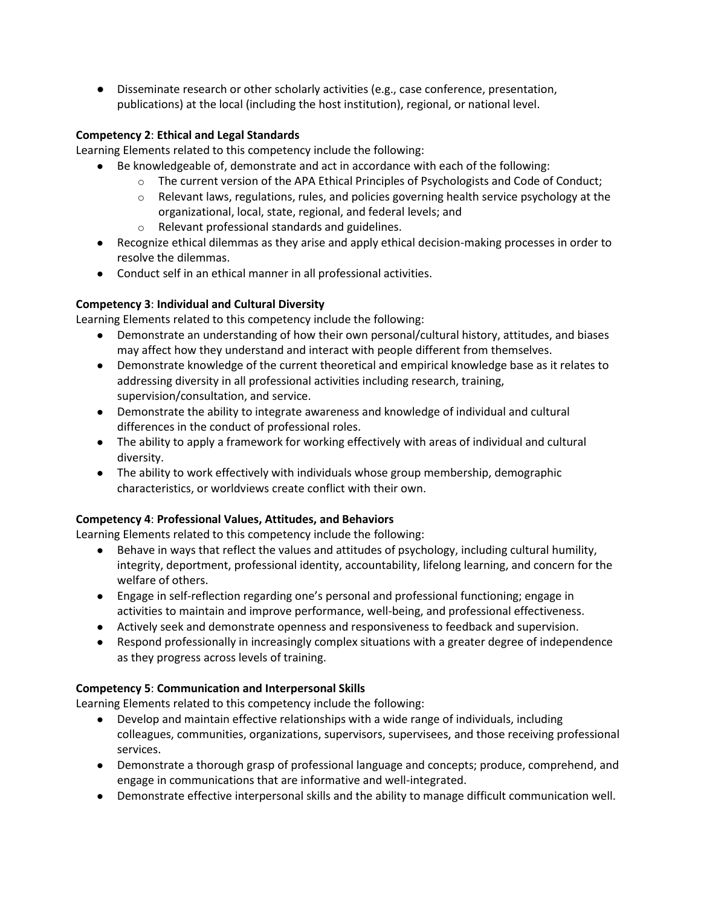- Disseminate research or other scholarly activities (e.g., case conference, presentation, publications) at the local (including the host institution), regional, or national level.

**Competency 2**: **Ethical and Legal Standards**

Learning Elements related to this competency include the following:

- Be knowledgeable of, demonstrate and act in accordance with each of the following:
    - The current version of the APA Ethical Principles of Psychologists and Code of Conduct;
    - Relevant laws, regulations, rules, and policies governing health service psychology at the organizational, local, state, regional, and federal levels; and
    - Relevant professional standards and guidelines.
- Recognize ethical dilemmas as they arise and apply ethical decision-making processes in order to resolve the dilemmas.
- Conduct self in an ethical manner in all professional activities.

**Competency 3**: **Individual and Cultural Diversity**

Learning Elements related to this competency include the following:

- Demonstrate an understanding of how their own personal/cultural history, attitudes, and biases may affect how they understand and interact with people different from themselves.
- Demonstrate knowledge of the current theoretical and empirical knowledge base as it relates to addressing diversity in all professional activities including research, training, supervision/consultation, and service.
- Demonstrate the ability to integrate awareness and knowledge of individual and cultural differences in the conduct of professional roles.
- The ability to apply a framework for working effectively with areas of individual and cultural diversity.
- The ability to work effectively with individuals whose group membership, demographic characteristics, or worldviews create conflict with their own.

**Competency 4**: **Professional Values, Attitudes, and Behaviors**

Learning Elements related to this competency include the following:

- Behave in ways that reflect the values and attitudes of psychology, including cultural humility, integrity, deportment, professional identity, accountability, lifelong learning, and concern for the welfare of others.
- Engage in self-reflection regarding one's personal and professional functioning; engage in activities to maintain and improve performance, well-being, and professional effectiveness.
- Actively seek and demonstrate openness and responsiveness to feedback and supervision.
- Respond professionally in increasingly complex situations with a greater degree of independence as they progress across levels of training.

**Competency 5**: **Communication and Interpersonal Skills**

Learning Elements related to this competency include the following:

- Develop and maintain effective relationships with a wide range of individuals, including colleagues, communities, organizations, supervisors, supervisees, and those receiving professional services.
- Demonstrate a thorough grasp of professional language and concepts; produce, comprehend, and engage in communications that are informative and well-integrated.
- Demonstrate effective interpersonal skills and the ability to manage difficult communication well.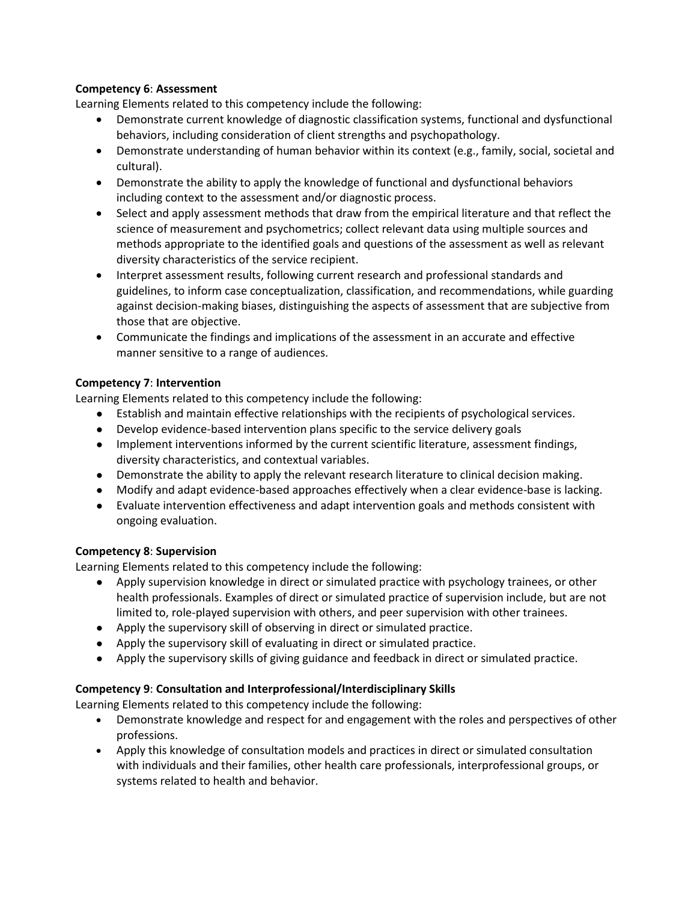**Competency 6**: **Assessment**

Learning Elements related to this competency include the following:

- Demonstrate current knowledge of diagnostic classification systems, functional and dysfunctional behaviors, including consideration of client strengths and psychopathology.
- Demonstrate understanding of human behavior within its context (e.g., family, social, societal and cultural).
- Demonstrate the ability to apply the knowledge of functional and dysfunctional behaviors including context to the assessment and/or diagnostic process.
- Select and apply assessment methods that draw from the empirical literature and that reflect the science of measurement and psychometrics; collect relevant data using multiple sources and methods appropriate to the identified goals and questions of the assessment as well as relevant diversity characteristics of the service recipient.
- Interpret assessment results, following current research and professional standards and guidelines, to inform case conceptualization, classification, and recommendations, while guarding against decision-making biases, distinguishing the aspects of assessment that are subjective from those that are objective.
- Communicate the findings and implications of the assessment in an accurate and effective manner sensitive to a range of audiences.

**Competency 7**: **Intervention**

Learning Elements related to this competency include the following:

- Establish and maintain effective relationships with the recipients of psychological services.
- Develop evidence-based intervention plans specific to the service delivery goals
- Implement interventions informed by the current scientific literature, assessment findings, diversity characteristics, and contextual variables.
- Demonstrate the ability to apply the relevant research literature to clinical decision making.
- Modify and adapt evidence-based approaches effectively when a clear evidence-base is lacking.
- Evaluate intervention effectiveness and adapt intervention goals and methods consistent with ongoing evaluation.

**Competency 8**: **Supervision**

Learning Elements related to this competency include the following:

- Apply supervision knowledge in direct or simulated practice with psychology trainees, or other health professionals. Examples of direct or simulated practice of supervision include, but are not limited to, role-played supervision with others, and peer supervision with other trainees.
- Apply the supervisory skill of observing in direct or simulated practice.
- Apply the supervisory skill of evaluating in direct or simulated practice.
- Apply the supervisory skills of giving guidance and feedback in direct or simulated practice.

**Competency 9**: **Consultation and Interprofessional/Interdisciplinary Skills**

Learning Elements related to this competency include the following:

- Demonstrate knowledge and respect for and engagement with the roles and perspectives of other professions.
- Apply this knowledge of consultation models and practices in direct or simulated consultation with individuals and their families, other health care professionals, interprofessional groups, or systems related to health and behavior.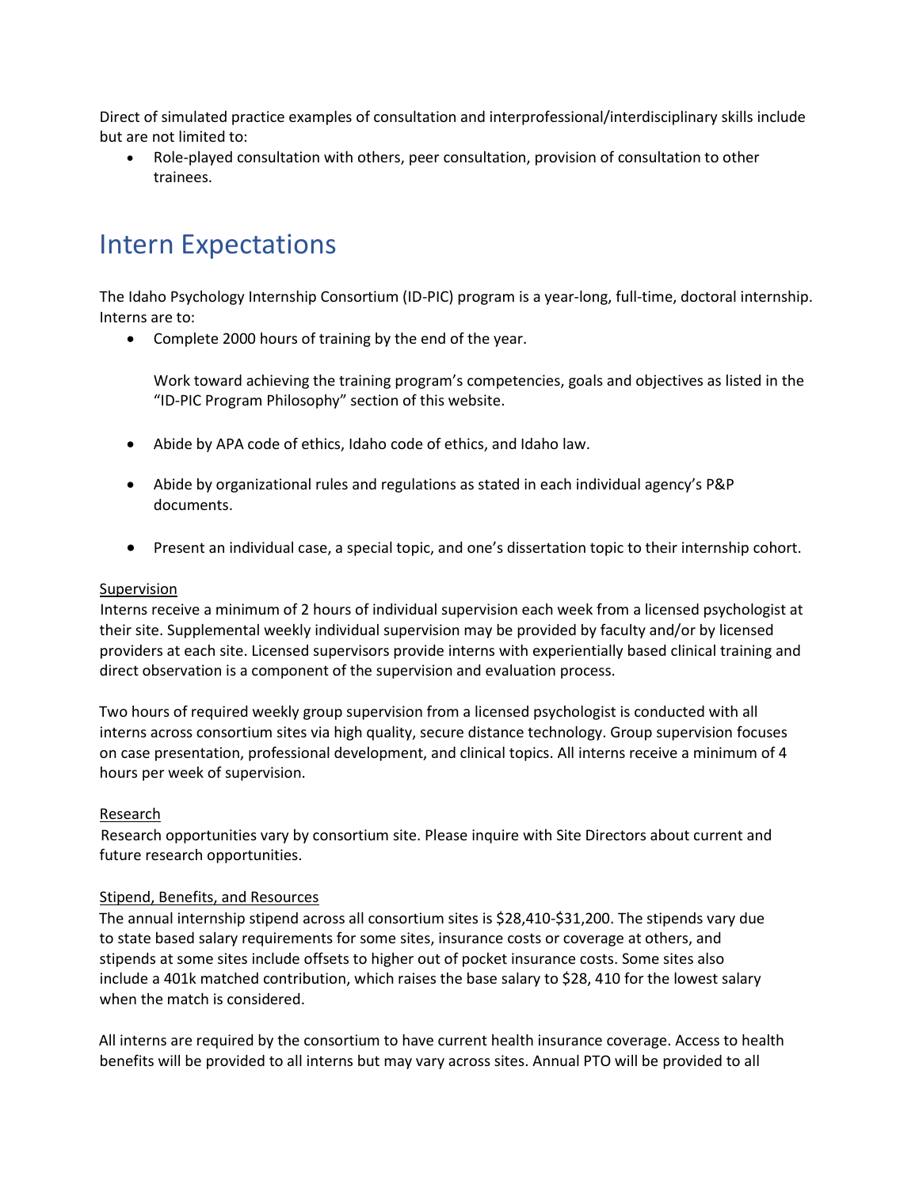Direct of simulated practice examples of consultation and interprofessional/interdisciplinary skills include but are not limited to:

- Role-played consultation with others, peer consultation, provision of consultation to other trainees.

# Intern Expectations

The Idaho Psychology Internship Consortium (ID-PIC) program is a year-long, full-time, doctoral internship. Interns are to:

- Complete 2000 hours of training by the end of the year.

  Work toward achieving the training program's competencies, goals and objectives as listed in the "ID-PIC Program Philosophy" section of this website.

- Abide by APA code of ethics, Idaho code of ethics, and Idaho law.

- Abide by organizational rules and regulations as stated in each individual agency's P&P documents.

- Present an individual case, a special topic, and one's dissertation topic to their internship cohort.

Supervision

Interns receive a minimum of 2 hours of individual supervision each week from a licensed psychologist at their site. Supplemental weekly individual supervision may be provided by faculty and/or by licensed providers at each site. Licensed supervisors provide interns with experientially based clinical training and direct observation is a component of the supervision and evaluation process.

Two hours of required weekly group supervision from a licensed psychologist is conducted with all interns across consortium sites via high quality, secure distance technology. Group supervision focuses on case presentation, professional development, and clinical topics. All interns receive a minimum of 4 hours per week of supervision.

Research

Research opportunities vary by consortium site. Please inquire with Site Directors about current and future research opportunities.

Stipend, Benefits, and Resources

The annual internship stipend across all consortium sites is $28,410-$31,200. The stipends vary due to state based salary requirements for some sites, insurance costs or coverage at others, and stipends at some sites include offsets to higher out of pocket insurance costs. Some sites also include a 401k matched contribution, which raises the base salary to $28, 410 for the lowest salary when the match is considered.

All interns are required by the consortium to have current health insurance coverage. Access to health benefits will be provided to all interns but may vary across sites. Annual PTO will be provided to all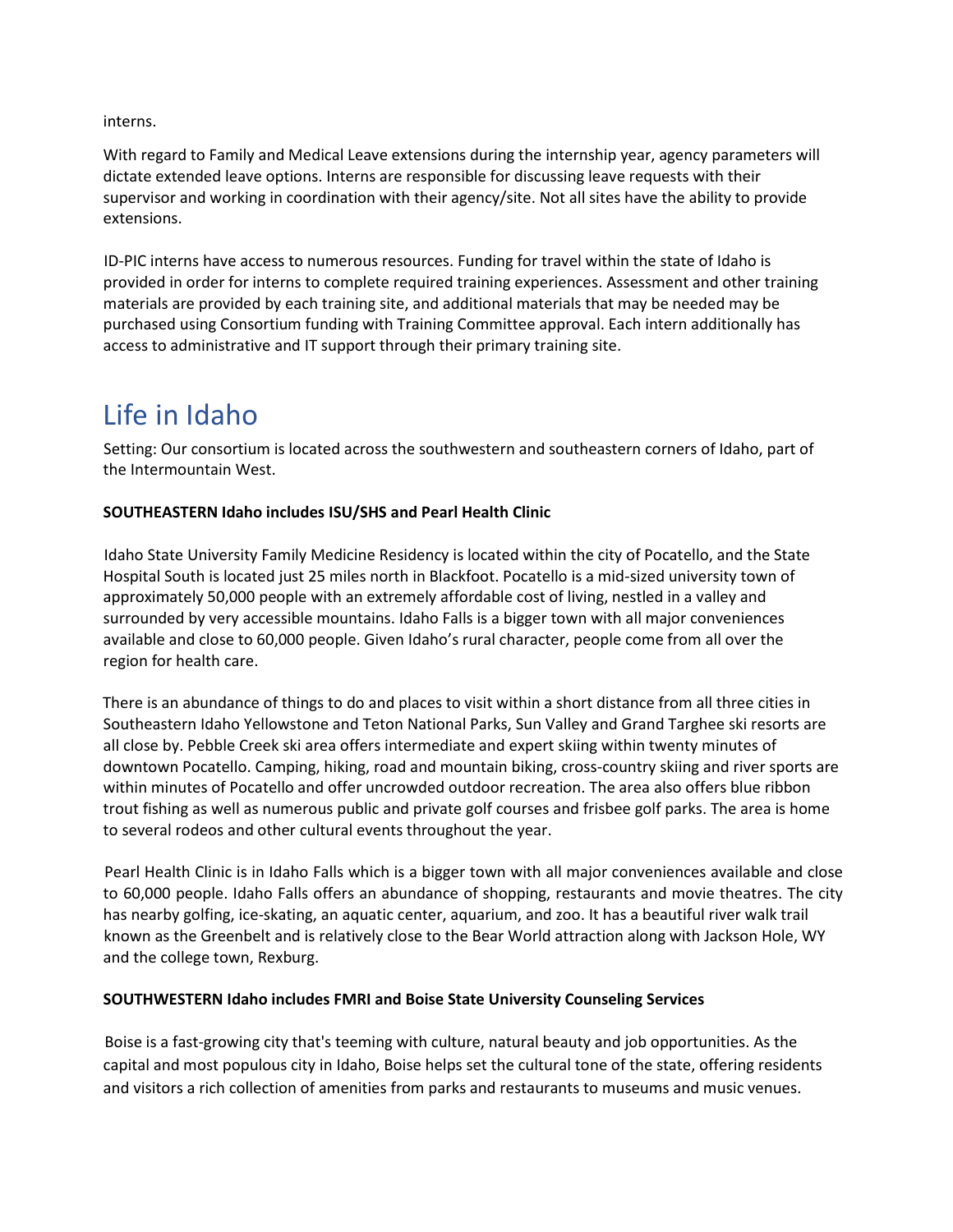interns.

With regard to Family and Medical Leave extensions during the internship year, agency parameters will dictate extended leave options. Interns are responsible for discussing leave requests with their supervisor and working in coordination with their agency/site. Not all sites have the ability to provide extensions.

ID-PIC interns have access to numerous resources. Funding for travel within the state of Idaho is provided in order for interns to complete required training experiences. Assessment and other training materials are provided by each training site, and additional materials that may be needed may be purchased using Consortium funding with Training Committee approval. Each intern additionally has access to administrative and IT support through their primary training site.

# Life in Idaho

Setting: Our consortium is located across the southwestern and southeastern corners of Idaho, part of the Intermountain West.

**SOUTHEASTERN Idaho includes ISU/SHS and Pearl Health Clinic**

Idaho State University Family Medicine Residency is located within the city of Pocatello, and the State Hospital South is located just 25 miles north in Blackfoot. Pocatello is a mid-sized university town of approximately 50,000 people with an extremely affordable cost of living, nestled in a valley and surrounded by very accessible mountains. Idaho Falls is a bigger town with all major conveniences available and close to 60,000 people. Given Idaho's rural character, people come from all over the region for health care.

There is an abundance of things to do and places to visit within a short distance from all three cities in Southeastern Idaho Yellowstone and Teton National Parks, Sun Valley and Grand Targhee ski resorts are all close by. Pebble Creek ski area offers intermediate and expert skiing within twenty minutes of downtown Pocatello. Camping, hiking, road and mountain biking, cross-country skiing and river sports are within minutes of Pocatello and offer uncrowded outdoor recreation. The area also offers blue ribbon trout fishing as well as numerous public and private golf courses and frisbee golf parks. The area is home to several rodeos and other cultural events throughout the year.

Pearl Health Clinic is in Idaho Falls which is a bigger town with all major conveniences available and close to 60,000 people. Idaho Falls offers an abundance of shopping, restaurants and movie theatres. The city has nearby golfing, ice-skating, an aquatic center, aquarium, and zoo. It has a beautiful river walk trail known as the Greenbelt and is relatively close to the Bear World attraction along with Jackson Hole, WY and the college town, Rexburg.

**SOUTHWESTERN Idaho includes FMRI and Boise State University Counseling Services**

Boise is a fast-growing city that's teeming with culture, natural beauty and job opportunities. As the capital and most populous city in Idaho, Boise helps set the cultural tone of the state, offering residents and visitors a rich collection of amenities from parks and restaurants to museums and music venues.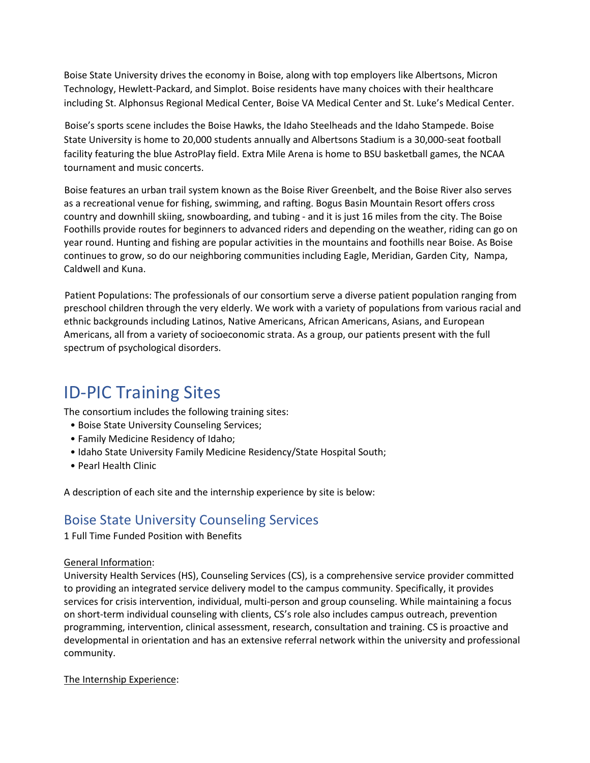Boise State University drives the economy in Boise, along with top employers like Albertsons, Micron Technology, Hewlett-Packard, and Simplot. Boise residents have many choices with their healthcare including St. Alphonsus Regional Medical Center, Boise VA Medical Center and St. Luke's Medical Center.

Boise's sports scene includes the Boise Hawks, the Idaho Steelheads and the Idaho Stampede. Boise State University is home to 20,000 students annually and Albertsons Stadium is a 30,000-seat football facility featuring the blue AstroPlay field. Extra Mile Arena is home to BSU basketball games, the NCAA tournament and music concerts.

Boise features an urban trail system known as the Boise River Greenbelt, and the Boise River also serves as a recreational venue for fishing, swimming, and rafting. Bogus Basin Mountain Resort offers cross country and downhill skiing, snowboarding, and tubing - and it is just 16 miles from the city. The Boise Foothills provide routes for beginners to advanced riders and depending on the weather, riding can go on year round. Hunting and fishing are popular activities in the mountains and foothills near Boise. As Boise continues to grow, so do our neighboring communities including Eagle, Meridian, Garden City, Nampa, Caldwell and Kuna.

Patient Populations: The professionals of our consortium serve a diverse patient population ranging from preschool children through the very elderly. We work with a variety of populations from various racial and ethnic backgrounds including Latinos, Native Americans, African Americans, Asians, and European Americans, all from a variety of socioeconomic strata. As a group, our patients present with the full spectrum of psychological disorders.

# ID-PIC Training Sites

The consortium includes the following training sites:

- Boise State University Counseling Services;
- Family Medicine Residency of Idaho;
- Idaho State University Family Medicine Residency/State Hospital South;
- Pearl Health Clinic

A description of each site and the internship experience by site is below:

## Boise State University Counseling Services

1 Full Time Funded Position with Benefits

<u>General Information</u>:

University Health Services (HS), Counseling Services (CS), is a comprehensive service provider committed to providing an integrated service delivery model to the campus community. Specifically, it provides services for crisis intervention, individual, multi-person and group counseling. While maintaining a focus on short-term individual counseling with clients, CS's role also includes campus outreach, prevention programming, intervention, clinical assessment, research, consultation and training. CS is proactive and developmental in orientation and has an extensive referral network within the university and professional community.

<u>The Internship Experience</u>: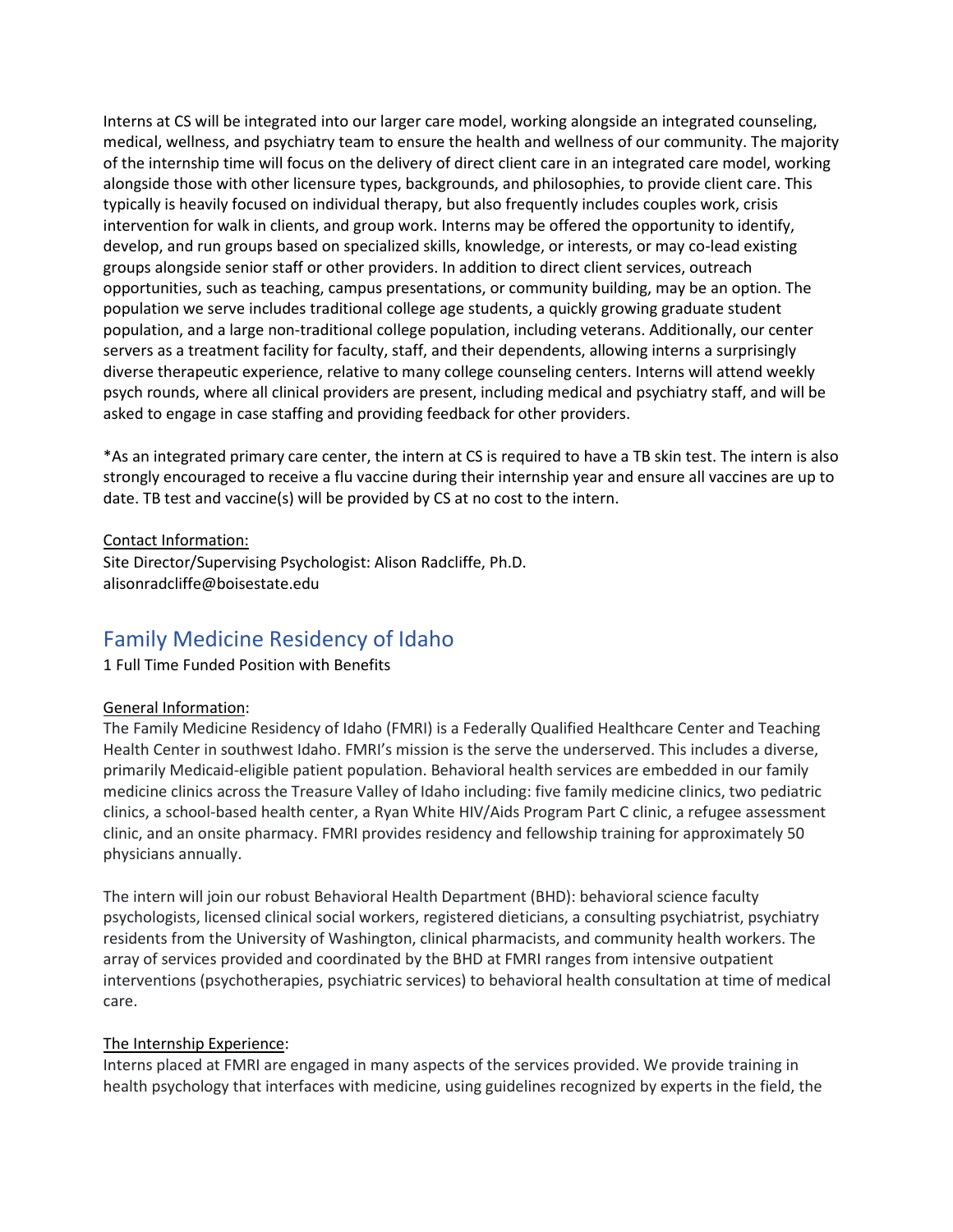Interns at CS will be integrated into our larger care model, working alongside an integrated counseling, medical, wellness, and psychiatry team to ensure the health and wellness of our community. The majority of the internship time will focus on the delivery of direct client care in an integrated care model, working alongside those with other licensure types, backgrounds, and philosophies, to provide client care. This typically is heavily focused on individual therapy, but also frequently includes couples work, crisis intervention for walk in clients, and group work. Interns may be offered the opportunity to identify, develop, and run groups based on specialized skills, knowledge, or interests, or may co-lead existing groups alongside senior staff or other providers. In addition to direct client services, outreach opportunities, such as teaching, campus presentations, or community building, may be an option. The population we serve includes traditional college age students, a quickly growing graduate student population, and a large non-traditional college population, including veterans. Additionally, our center servers as a treatment facility for faculty, staff, and their dependents, allowing interns a surprisingly diverse therapeutic experience, relative to many college counseling centers. Interns will attend weekly psych rounds, where all clinical providers are present, including medical and psychiatry staff, and will be asked to engage in case staffing and providing feedback for other providers.

*As an integrated primary care center, the intern at CS is required to have a TB skin test. The intern is also strongly encouraged to receive a flu vaccine during their internship year and ensure all vaccines are up to date. TB test and vaccine(s) will be provided by CS at no cost to the intern.

<u>Contact Information:</u>
Site Director/Supervising Psychologist: Alison Radcliffe, Ph.D.
alisonradcliffe@boisestate.edu

## Family Medicine Residency of Idaho

1 Full Time Funded Position with Benefits

<u>General Information</u>:
The Family Medicine Residency of Idaho (FMRI) is a Federally Qualified Healthcare Center and Teaching Health Center in southwest Idaho. FMRI's mission is the serve the underserved. This includes a diverse, primarily Medicaid-eligible patient population. Behavioral health services are embedded in our family medicine clinics across the Treasure Valley of Idaho including: five family medicine clinics, two pediatric clinics, a school-based health center, a Ryan White HIV/Aids Program Part C clinic, a refugee assessment clinic, and an onsite pharmacy. FMRI provides residency and fellowship training for approximately 50 physicians annually.

The intern will join our robust Behavioral Health Department (BHD): behavioral science faculty psychologists, licensed clinical social workers, registered dieticians, a consulting psychiatrist, psychiatry residents from the University of Washington, clinical pharmacists, and community health workers. The array of services provided and coordinated by the BHD at FMRI ranges from intensive outpatient interventions (psychotherapies, psychiatric services) to behavioral health consultation at time of medical care.

<u>The Internship Experience</u>:
Interns placed at FMRI are engaged in many aspects of the services provided. We provide training in health psychology that interfaces with medicine, using guidelines recognized by experts in the field, the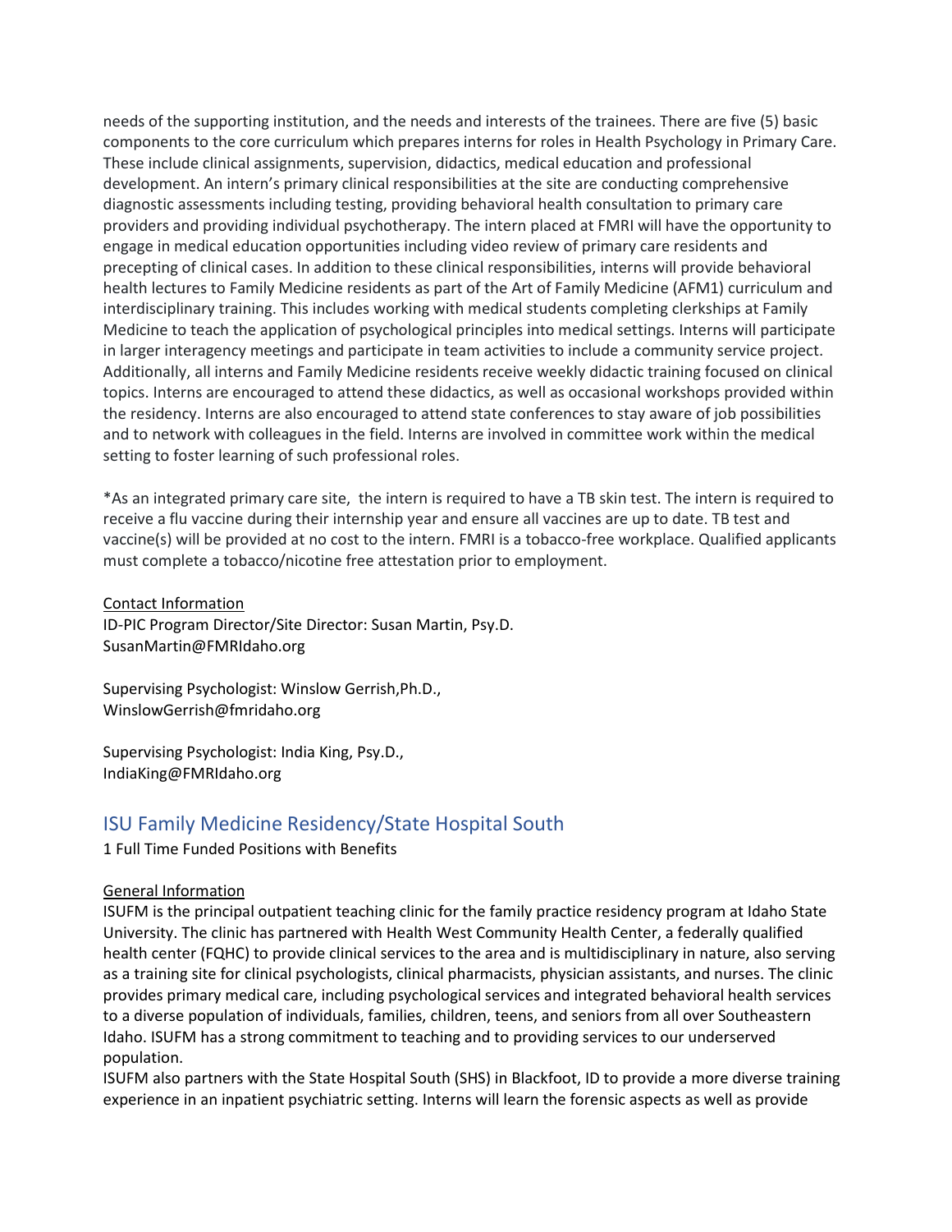needs of the supporting institution, and the needs and interests of the trainees. There are five (5) basic components to the core curriculum which prepares interns for roles in Health Psychology in Primary Care. These include clinical assignments, supervision, didactics, medical education and professional development. An intern's primary clinical responsibilities at the site are conducting comprehensive diagnostic assessments including testing, providing behavioral health consultation to primary care providers and providing individual psychotherapy. The intern placed at FMRI will have the opportunity to engage in medical education opportunities including video review of primary care residents and precepting of clinical cases. In addition to these clinical responsibilities, interns will provide behavioral health lectures to Family Medicine residents as part of the Art of Family Medicine (AFM1) curriculum and interdisciplinary training. This includes working with medical students completing clerkships at Family Medicine to teach the application of psychological principles into medical settings. Interns will participate in larger interagency meetings and participate in team activities to include a community service project. Additionally, all interns and Family Medicine residents receive weekly didactic training focused on clinical topics. Interns are encouraged to attend these didactics, as well as occasional workshops provided within the residency. Interns are also encouraged to attend state conferences to stay aware of job possibilities and to network with colleagues in the field. Interns are involved in committee work within the medical setting to foster learning of such professional roles.

*As an integrated primary care site, the intern is required to have a TB skin test. The intern is required to receive a flu vaccine during their internship year and ensure all vaccines are up to date. TB test and vaccine(s) will be provided at no cost to the intern. FMRI is a tobacco-free workplace. Qualified applicants must complete a tobacco/nicotine free attestation prior to employment.

<u>Contact Information</u>

ID-PIC Program Director/Site Director: Susan Martin, Psy.D.
SusanMartin@FMRIdaho.org

Supervising Psychologist: Winslow Gerrish,Ph.D.,
WinslowGerrish@fmridaho.org

Supervising Psychologist: India King, Psy.D.,
IndiaKing@FMRIdaho.org

## ISU Family Medicine Residency/State Hospital South

1 Full Time Funded Positions with Benefits

<u>General Information</u>

ISUFM is the principal outpatient teaching clinic for the family practice residency program at Idaho State University. The clinic has partnered with Health West Community Health Center, a federally qualified health center (FQHC) to provide clinical services to the area and is multidisciplinary in nature, also serving as a training site for clinical psychologists, clinical pharmacists, physician assistants, and nurses. The clinic provides primary medical care, including psychological services and integrated behavioral health services to a diverse population of individuals, families, children, teens, and seniors from all over Southeastern Idaho. ISUFM has a strong commitment to teaching and to providing services to our underserved population.

ISUFM also partners with the State Hospital South (SHS) in Blackfoot, ID to provide a more diverse training experience in an inpatient psychiatric setting. Interns will learn the forensic aspects as well as provide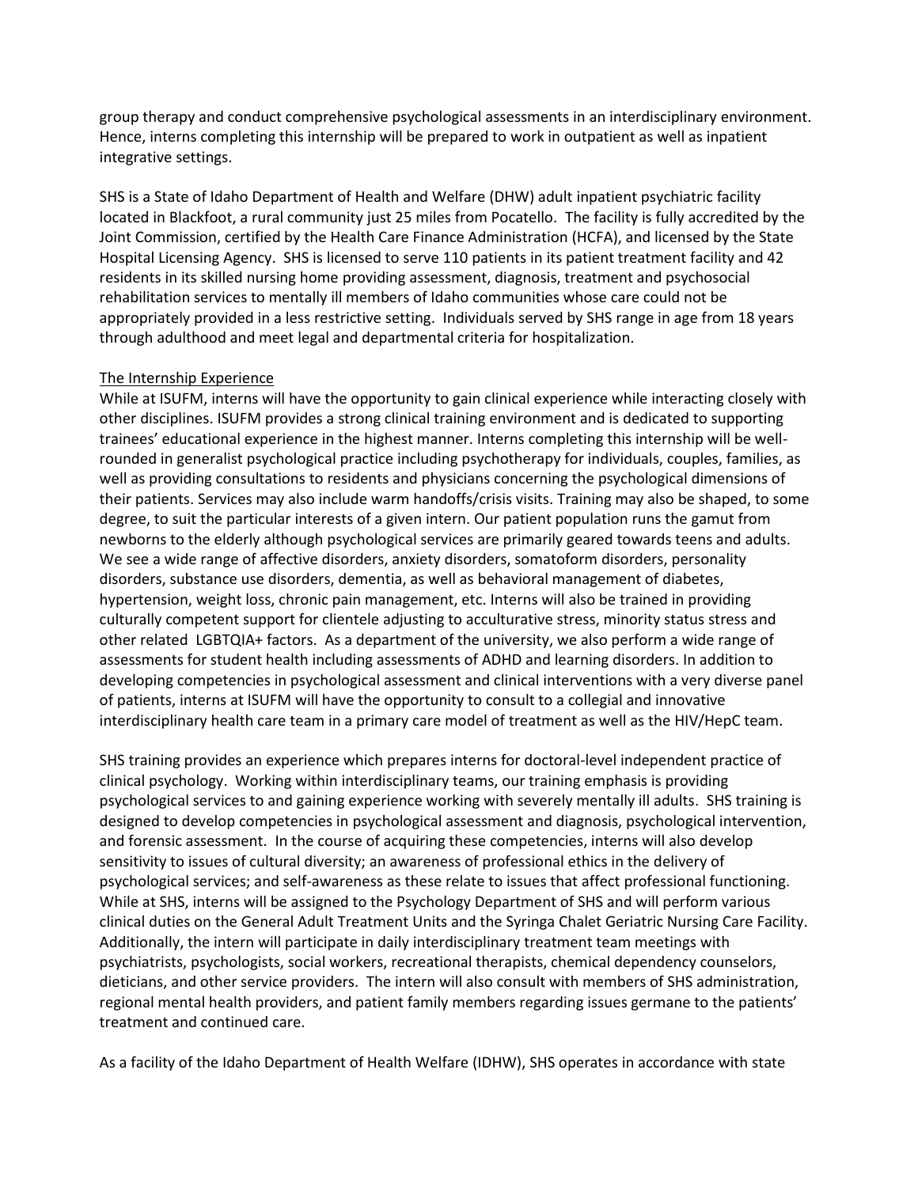group therapy and conduct comprehensive psychological assessments in an interdisciplinary environment. Hence, interns completing this internship will be prepared to work in outpatient as well as inpatient integrative settings.

SHS is a State of Idaho Department of Health and Welfare (DHW) adult inpatient psychiatric facility located in Blackfoot, a rural community just 25 miles from Pocatello. The facility is fully accredited by the Joint Commission, certified by the Health Care Finance Administration (HCFA), and licensed by the State Hospital Licensing Agency. SHS is licensed to serve 110 patients in its patient treatment facility and 42 residents in its skilled nursing home providing assessment, diagnosis, treatment and psychosocial rehabilitation services to mentally ill members of Idaho communities whose care could not be appropriately provided in a less restrictive setting. Individuals served by SHS range in age from 18 years through adulthood and meet legal and departmental criteria for hospitalization.

<u>The Internship Experience</u>

While at ISUFM, interns will have the opportunity to gain clinical experience while interacting closely with other disciplines. ISUFM provides a strong clinical training environment and is dedicated to supporting trainees' educational experience in the highest manner. Interns completing this internship will be well-rounded in generalist psychological practice including psychotherapy for individuals, couples, families, as well as providing consultations to residents and physicians concerning the psychological dimensions of their patients. Services may also include warm handoffs/crisis visits. Training may also be shaped, to some degree, to suit the particular interests of a given intern. Our patient population runs the gamut from newborns to the elderly although psychological services are primarily geared towards teens and adults. We see a wide range of affective disorders, anxiety disorders, somatoform disorders, personality disorders, substance use disorders, dementia, as well as behavioral management of diabetes, hypertension, weight loss, chronic pain management, etc. Interns will also be trained in providing culturally competent support for clientele adjusting to acculturative stress, minority status stress and other related LGBTQIA+ factors. As a department of the university, we also perform a wide range of assessments for student health including assessments of ADHD and learning disorders. In addition to developing competencies in psychological assessment and clinical interventions with a very diverse panel of patients, interns at ISUFM will have the opportunity to consult to a collegial and innovative interdisciplinary health care team in a primary care model of treatment as well as the HIV/HepC team.

SHS training provides an experience which prepares interns for doctoral-level independent practice of clinical psychology. Working within interdisciplinary teams, our training emphasis is providing psychological services to and gaining experience working with severely mentally ill adults. SHS training is designed to develop competencies in psychological assessment and diagnosis, psychological intervention, and forensic assessment. In the course of acquiring these competencies, interns will also develop sensitivity to issues of cultural diversity; an awareness of professional ethics in the delivery of psychological services; and self-awareness as these relate to issues that affect professional functioning. While at SHS, interns will be assigned to the Psychology Department of SHS and will perform various clinical duties on the General Adult Treatment Units and the Syringa Chalet Geriatric Nursing Care Facility. Additionally, the intern will participate in daily interdisciplinary treatment team meetings with psychiatrists, psychologists, social workers, recreational therapists, chemical dependency counselors, dieticians, and other service providers. The intern will also consult with members of SHS administration, regional mental health providers, and patient family members regarding issues germane to the patients' treatment and continued care.

As a facility of the Idaho Department of Health Welfare (IDHW), SHS operates in accordance with state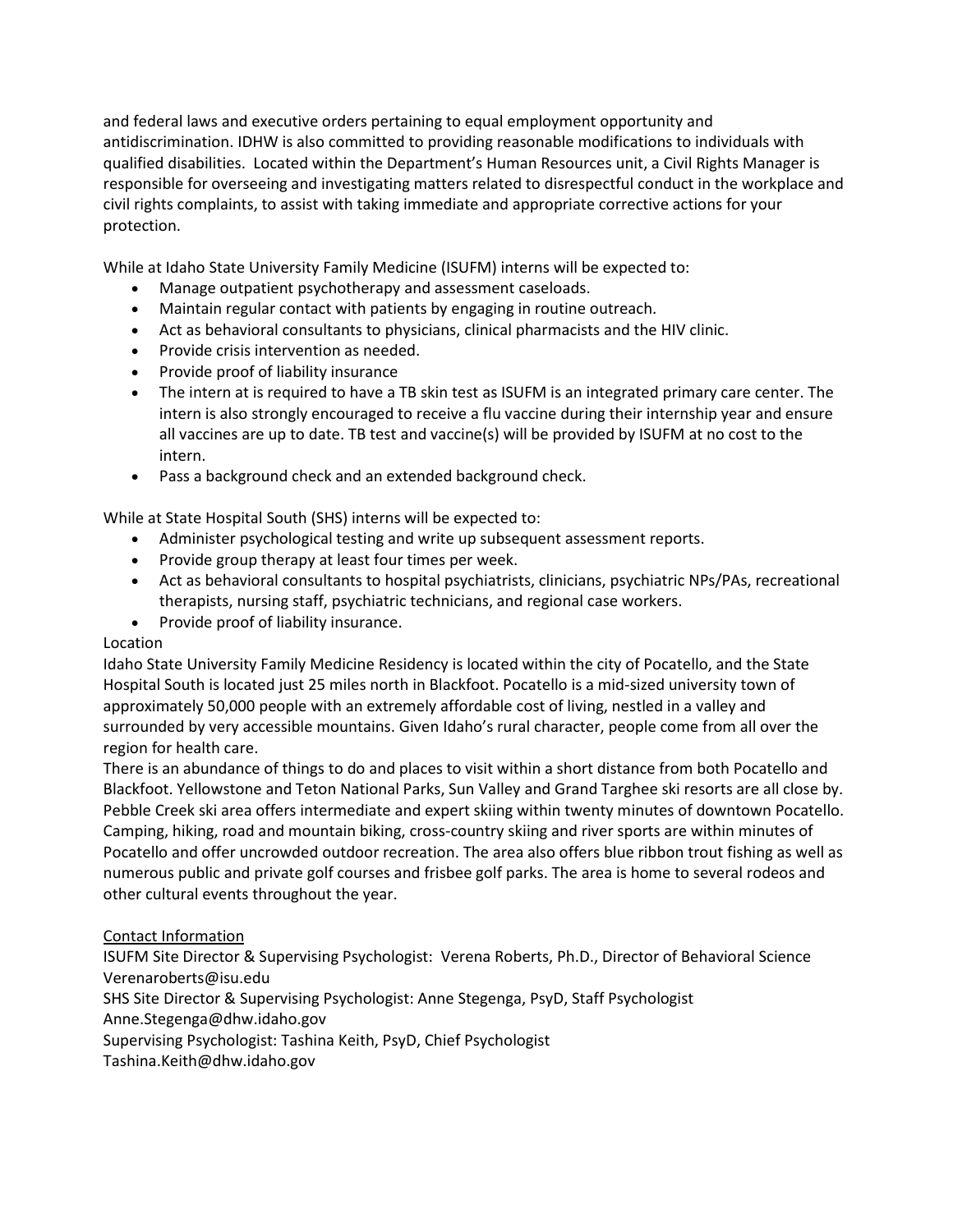and federal laws and executive orders pertaining to equal employment opportunity and antidiscrimination. IDHW is also committed to providing reasonable modifications to individuals with qualified disabilities. Located within the Department's Human Resources unit, a Civil Rights Manager is responsible for overseeing and investigating matters related to disrespectful conduct in the workplace and civil rights complaints, to assist with taking immediate and appropriate corrective actions for your protection.

While at Idaho State University Family Medicine (ISUFM) interns will be expected to:

- Manage outpatient psychotherapy and assessment caseloads.
- Maintain regular contact with patients by engaging in routine outreach.
- Act as behavioral consultants to physicians, clinical pharmacists and the HIV clinic.
- Provide crisis intervention as needed.
- Provide proof of liability insurance
- The intern at is required to have a TB skin test as ISUFM is an integrated primary care center. The intern is also strongly encouraged to receive a flu vaccine during their internship year and ensure all vaccines are up to date. TB test and vaccine(s) will be provided by ISUFM at no cost to the intern.
- Pass a background check and an extended background check.

While at State Hospital South (SHS) interns will be expected to:

- Administer psychological testing and write up subsequent assessment reports.
- Provide group therapy at least four times per week.
- Act as behavioral consultants to hospital psychiatrists, clinicians, psychiatric NPs/PAs, recreational therapists, nursing staff, psychiatric technicians, and regional case workers.
- Provide proof of liability insurance.

Location

Idaho State University Family Medicine Residency is located within the city of Pocatello, and the State Hospital South is located just 25 miles north in Blackfoot. Pocatello is a mid-sized university town of approximately 50,000 people with an extremely affordable cost of living, nestled in a valley and surrounded by very accessible mountains. Given Idaho's rural character, people come from all over the region for health care.

There is an abundance of things to do and places to visit within a short distance from both Pocatello and Blackfoot. Yellowstone and Teton National Parks, Sun Valley and Grand Targhee ski resorts are all close by. Pebble Creek ski area offers intermediate and expert skiing within twenty minutes of downtown Pocatello. Camping, hiking, road and mountain biking, cross-country skiing and river sports are within minutes of Pocatello and offer uncrowded outdoor recreation. The area also offers blue ribbon trout fishing as well as numerous public and private golf courses and frisbee golf parks. The area is home to several rodeos and other cultural events throughout the year.

Contact Information

ISUFM Site Director & Supervising Psychologist: Verena Roberts, Ph.D., Director of Behavioral Science
Verenaroberts@isu.edu

SHS Site Director & Supervising Psychologist: Anne Stegenga, PsyD, Staff Psychologist
Anne.Stegenga@dhw.idaho.gov

Supervising Psychologist: Tashina Keith, PsyD, Chief Psychologist
Tashina.Keith@dhw.idaho.gov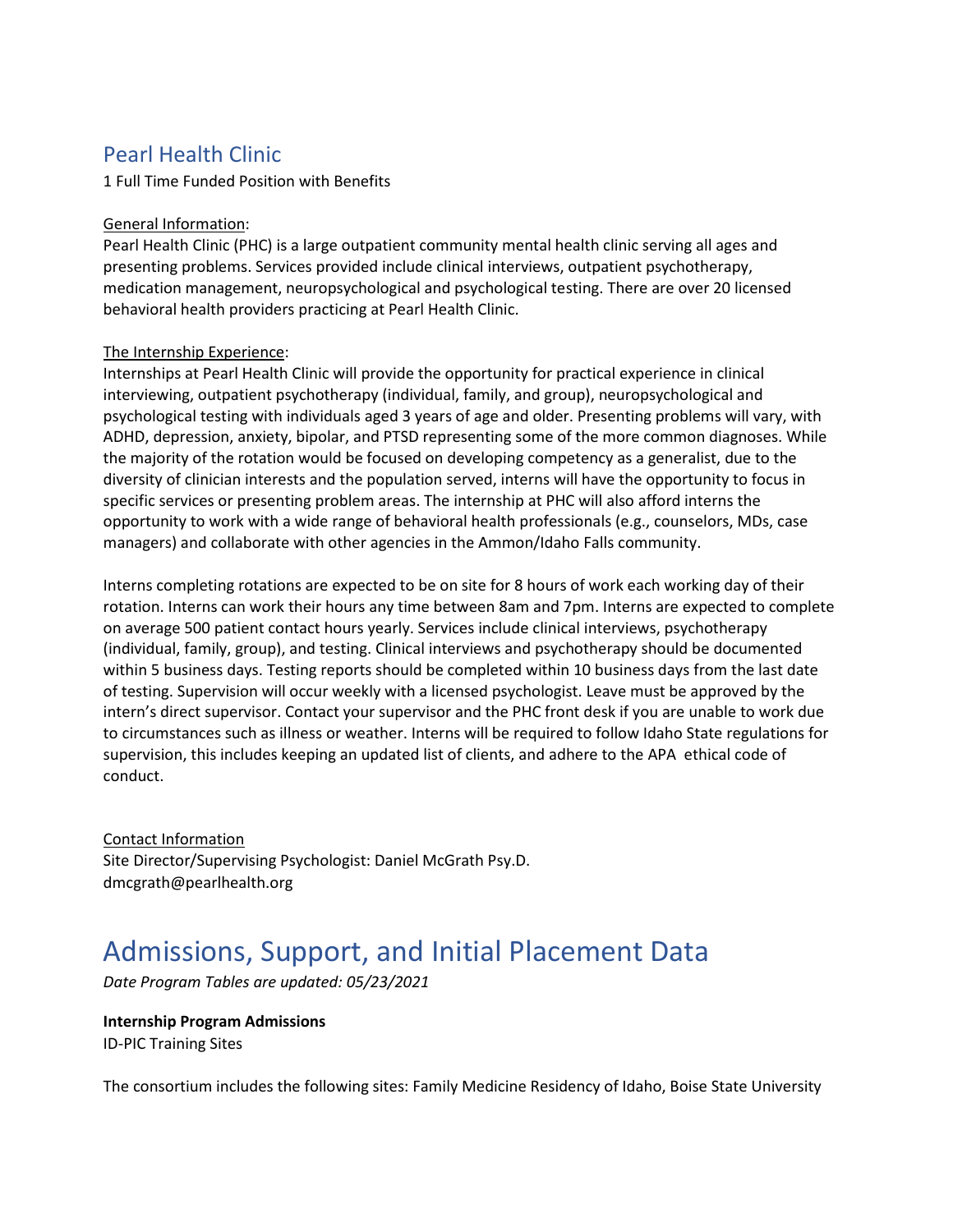## Pearl Health Clinic

1 Full Time Funded Position with Benefits

General Information:

Pearl Health Clinic (PHC) is a large outpatient community mental health clinic serving all ages and presenting problems. Services provided include clinical interviews, outpatient psychotherapy, medication management, neuropsychological and psychological testing. There are over 20 licensed behavioral health providers practicing at Pearl Health Clinic.

The Internship Experience:

Internships at Pearl Health Clinic will provide the opportunity for practical experience in clinical interviewing, outpatient psychotherapy (individual, family, and group), neuropsychological and psychological testing with individuals aged 3 years of age and older. Presenting problems will vary, with ADHD, depression, anxiety, bipolar, and PTSD representing some of the more common diagnoses. While the majority of the rotation would be focused on developing competency as a generalist, due to the diversity of clinician interests and the population served, interns will have the opportunity to focus in specific services or presenting problem areas. The internship at PHC will also afford interns the opportunity to work with a wide range of behavioral health professionals (e.g., counselors, MDs, case managers) and collaborate with other agencies in the Ammon/Idaho Falls community.

Interns completing rotations are expected to be on site for 8 hours of work each working day of their rotation. Interns can work their hours any time between 8am and 7pm. Interns are expected to complete on average 500 patient contact hours yearly. Services include clinical interviews, psychotherapy (individual, family, group), and testing. Clinical interviews and psychotherapy should be documented within 5 business days. Testing reports should be completed within 10 business days from the last date of testing. Supervision will occur weekly with a licensed psychologist. Leave must be approved by the intern's direct supervisor. Contact your supervisor and the PHC front desk if you are unable to work due to circumstances such as illness or weather. Interns will be required to follow Idaho State regulations for supervision, this includes keeping an updated list of clients, and adhere to the APA ethical code of conduct.

Contact Information

Site Director/Supervising Psychologist: Daniel McGrath Psy.D.
dmcgrath@pearlhealth.org

# Admissions, Support, and Initial Placement Data

*Date Program Tables are updated: 05/23/2021*

**Internship Program Admissions**

ID-PIC Training Sites

The consortium includes the following sites: Family Medicine Residency of Idaho, Boise State University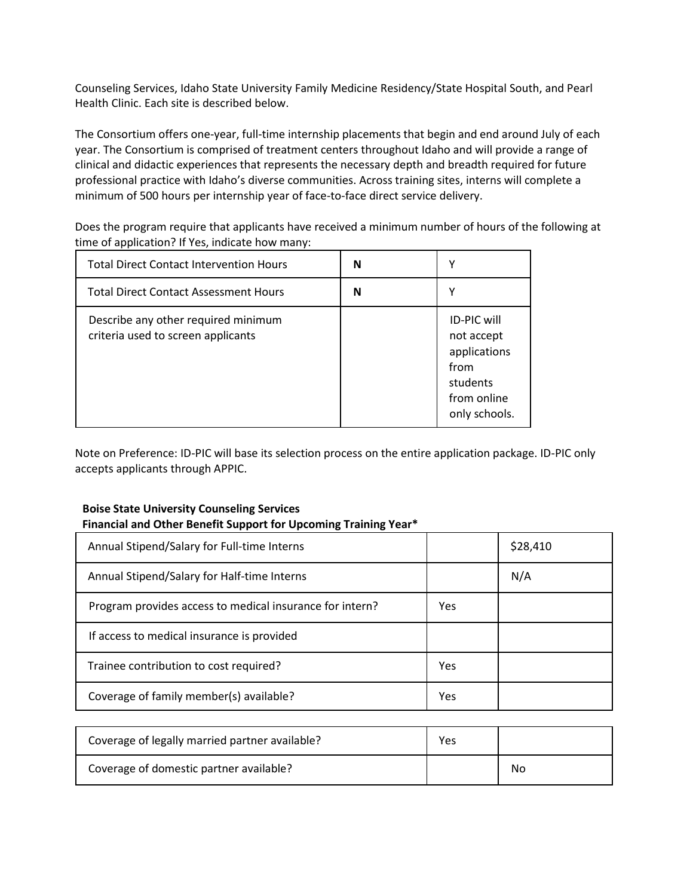Counseling Services, Idaho State University Family Medicine Residency/State Hospital South, and Pearl Health Clinic. Each site is described below.

The Consortium offers one-year, full-time internship placements that begin and end around July of each year. The Consortium is comprised of treatment centers throughout Idaho and will provide a range of clinical and didactic experiences that represents the necessary depth and breadth required for future professional practice with Idaho's diverse communities. Across training sites, interns will complete a minimum of 500 hours per internship year of face-to-face direct service delivery.

Does the program require that applicants have received a minimum number of hours of the following at time of application? If Yes, indicate how many:

| | | |
|---|---|---|
| Total Direct Contact Intervention Hours | **N** | Y |
| Total Direct Contact Assessment Hours | **N** | Y |
| Describe any other required minimum criteria used to screen applicants | | ID-PIC will not accept applications from students from online only schools. |

Note on Preference: ID-PIC will base its selection process on the entire application package. ID-PIC only accepts applicants through APPIC.

**Boise State University Counseling Services**
**Financial and Other Benefit Support for Upcoming Training Year***

| | | |
|---|---|---|
| Annual Stipend/Salary for Full-time Interns | | $28,410 |
| Annual Stipend/Salary for Half-time Interns | | N/A |
| Program provides access to medical insurance for intern? | Yes | |
| If access to medical insurance is provided | | |
| Trainee contribution to cost required? | Yes | |
| Coverage of family member(s) available? | Yes | |
| Coverage of legally married partner available? | Yes | |
| Coverage of domestic partner available? | | No |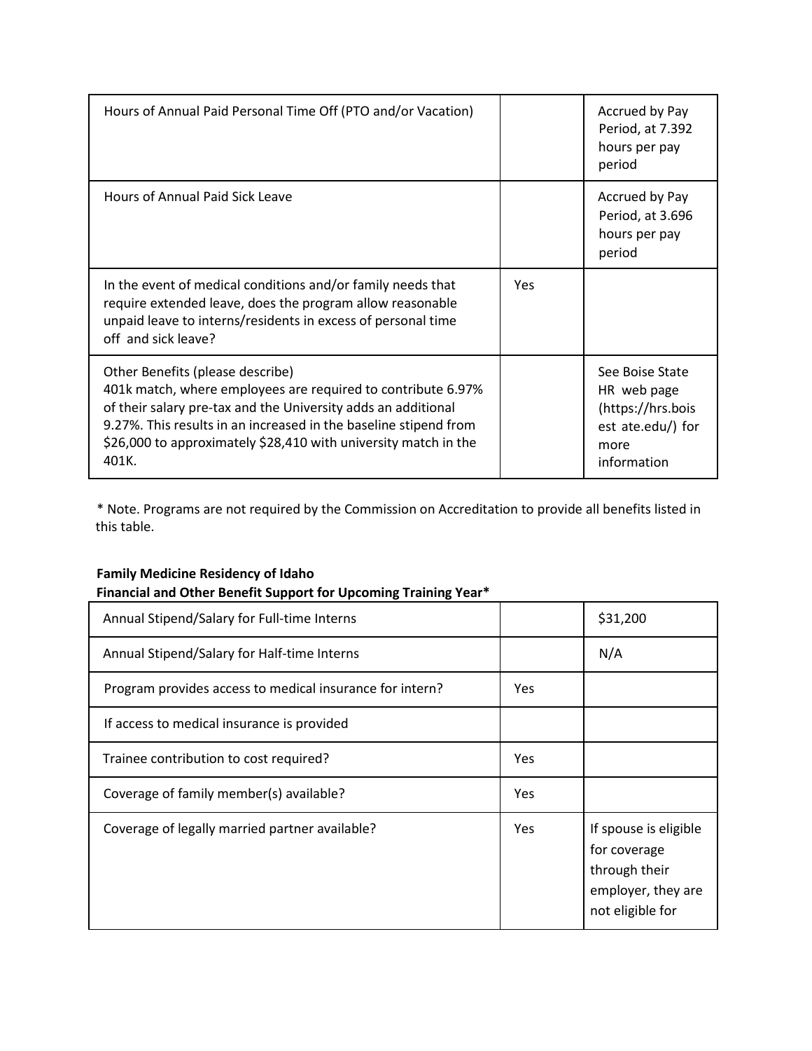| | | |
|---|---|---|
| Hours of Annual Paid Personal Time Off (PTO and/or Vacation) | | Accrued by Pay Period, at 7.392 hours per pay period |
| Hours of Annual Paid Sick Leave | | Accrued by Pay Period, at 3.696 hours per pay period |
| In the event of medical conditions and/or family needs that require extended leave, does the program allow reasonable unpaid leave to interns/residents in excess of personal time off and sick leave? | Yes | |
| Other Benefits (please describe) 401k match, where employees are required to contribute 6.97% of their salary pre-tax and the University adds an additional 9.27%. This results in an increased in the baseline stipend from $26,000 to approximately $28,410 with university match in the 401K. | | See Boise State HR web page (https://hrs.boisest ate.edu/) for more information |

* Note. Programs are not required by the Commission on Accreditation to provide all benefits listed in this table.

**Family Medicine Residency of Idaho**
**Financial and Other Benefit Support for Upcoming Training Year***

| | | |
|---|---|---|
| Annual Stipend/Salary for Full-time Interns | | $31,200 |
| Annual Stipend/Salary for Half-time Interns | | N/A |
| Program provides access to medical insurance for intern? | Yes | |
| If access to medical insurance is provided | | |
| Trainee contribution to cost required? | Yes | |
| Coverage of family member(s) available? | Yes | |
| Coverage of legally married partner available? | Yes | If spouse is eligible for coverage through their employer, they are not eligible for |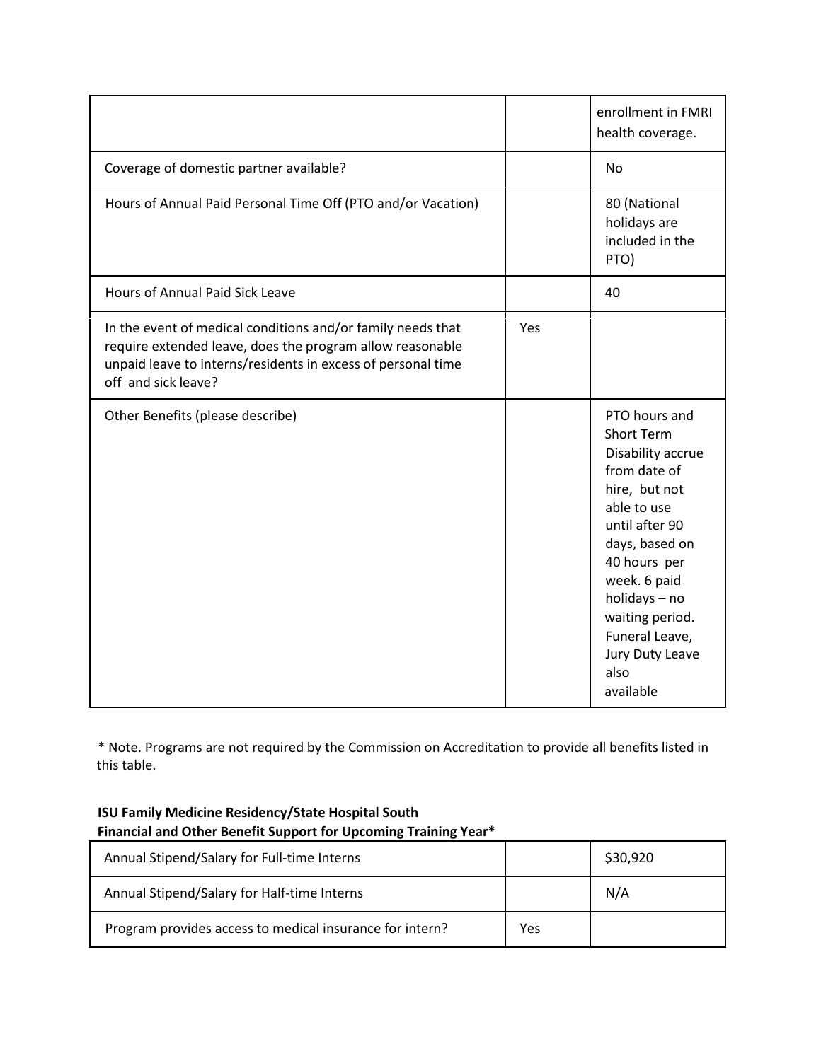| | | |
|---|---|---|
| | | enrollment in FMRI health coverage. |
| Coverage of domestic partner available? | | No |
| Hours of Annual Paid Personal Time Off (PTO and/or Vacation) | | 80 (National holidays are included in the PTO) |
| Hours of Annual Paid Sick Leave | | 40 |
| In the event of medical conditions and/or family needs that require extended leave, does the program allow reasonable unpaid leave to interns/residents in excess of personal time off and sick leave? | Yes | |
| Other Benefits (please describe) | | PTO hours and Short Term Disability accrue from date of hire, but not able to use until after 90 days, based on 40 hours per week. 6 paid holidays – no waiting period. Funeral Leave, Jury Duty Leave also available |

* Note. Programs are not required by the Commission on Accreditation to provide all benefits listed in this table.

**ISU Family Medicine Residency/State Hospital South**
**Financial and Other Benefit Support for Upcoming Training Year***

| | | |
|---|---|---|
| Annual Stipend/Salary for Full-time Interns | | $30,920 |
| Annual Stipend/Salary for Half-time Interns | | N/A |
| Program provides access to medical insurance for intern? | Yes | |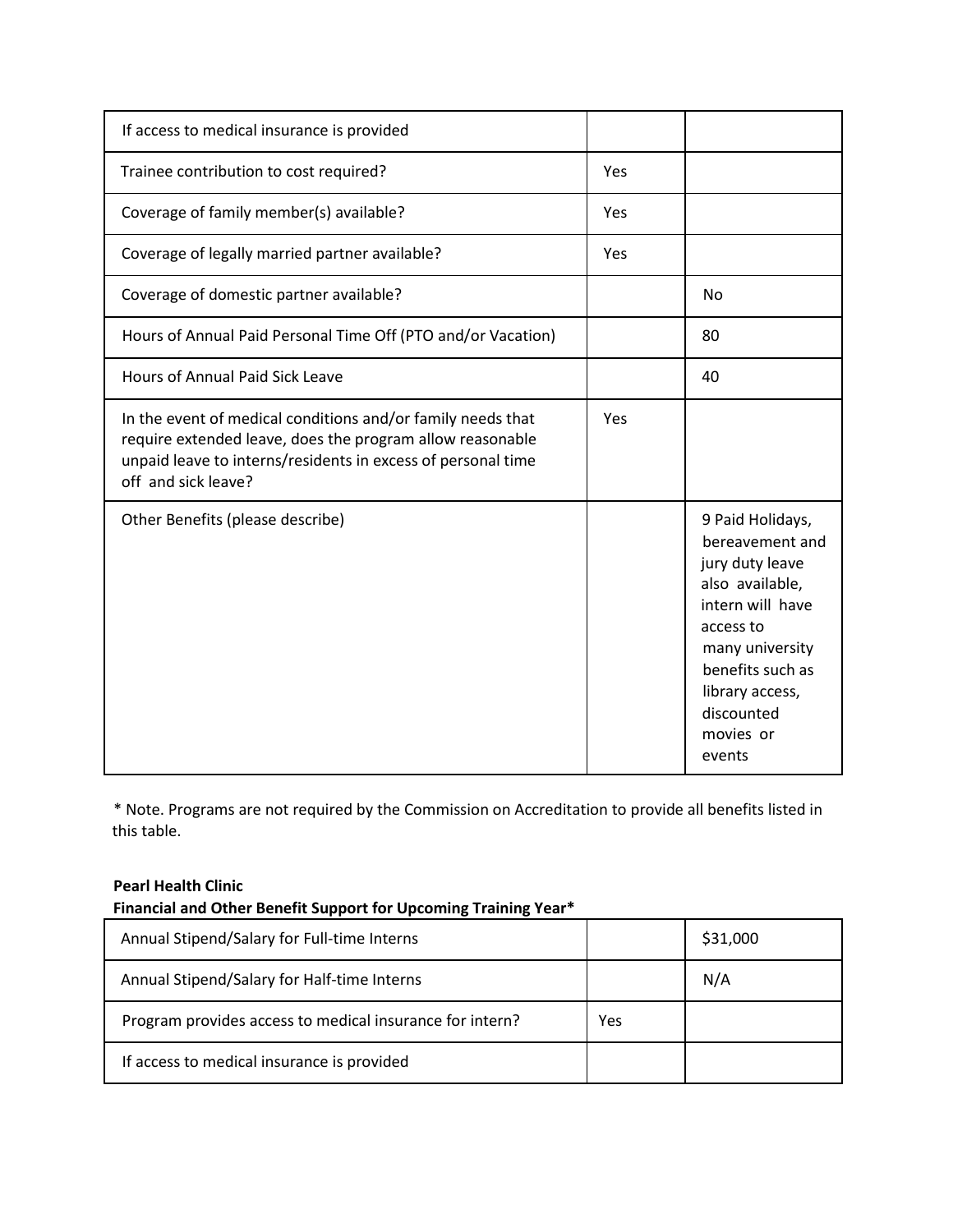| If access to medical insurance is provided | | |
|---|---|---|
| Trainee contribution to cost required? | Yes | |
| Coverage of family member(s) available? | Yes | |
| Coverage of legally married partner available? | Yes | |
| Coverage of domestic partner available? | | No |
| Hours of Annual Paid Personal Time Off (PTO and/or Vacation) | | 80 |
| Hours of Annual Paid Sick Leave | | 40 |
| In the event of medical conditions and/or family needs that require extended leave, does the program allow reasonable unpaid leave to interns/residents in excess of personal time off and sick leave? | Yes | |
| Other Benefits (please describe) | | 9 Paid Holidays, bereavement and jury duty leave also available, intern will have access to many university benefits such as library access, discounted movies or events |

* Note. Programs are not required by the Commission on Accreditation to provide all benefits listed in this table.

**Pearl Health Clinic**
**Financial and Other Benefit Support for Upcoming Training Year***

| Annual Stipend/Salary for Full-time Interns | | $31,000 |
|---|---|---|
| Annual Stipend/Salary for Half-time Interns | | N/A |
| Program provides access to medical insurance for intern? | Yes | |
| If access to medical insurance is provided | | |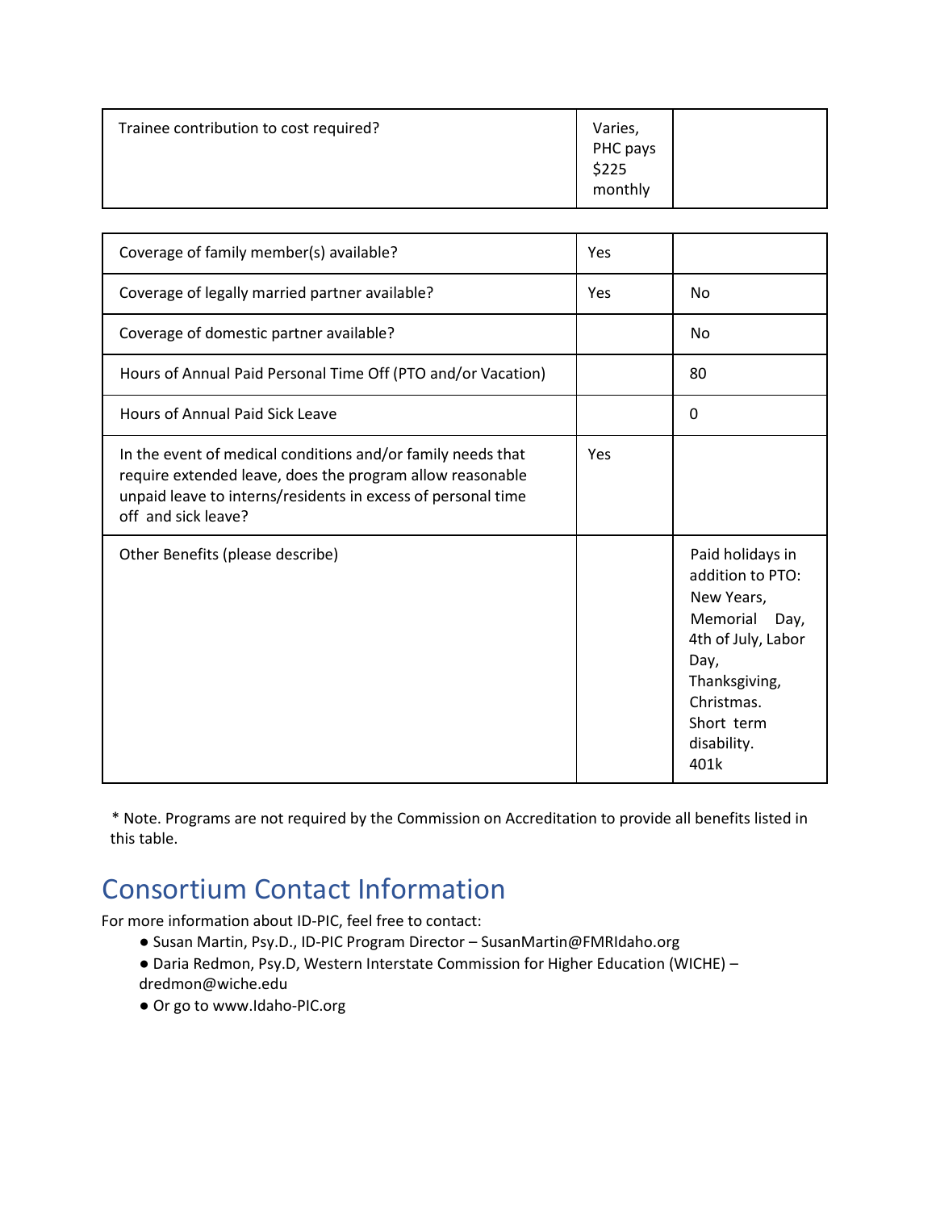| | | |
|---|---|---|
| Trainee contribution to cost required? | Varies, PHC pays $225 monthly | |

| | | |
|---|---|---|
| Coverage of family member(s) available? | Yes | |
| Coverage of legally married partner available? | Yes | No |
| Coverage of domestic partner available? | | No |
| Hours of Annual Paid Personal Time Off (PTO and/or Vacation) | | 80 |
| Hours of Annual Paid Sick Leave | | 0 |
| In the event of medical conditions and/or family needs that require extended leave, does the program allow reasonable unpaid leave to interns/residents in excess of personal time off and sick leave? | Yes | |
| Other Benefits (please describe) | | Paid holidays in addition to PTO: New Years, Memorial Day, 4th of July, Labor Day, Thanksgiving, Christmas. Short term disability. 401k |

* Note. Programs are not required by the Commission on Accreditation to provide all benefits listed in this table.

## Consortium Contact Information

For more information about ID-PIC, feel free to contact:

- Susan Martin, Psy.D., ID-PIC Program Director – SusanMartin@FMRIdaho.org
- Daria Redmon, Psy.D, Western Interstate Commission for Higher Education (WICHE) – dredmon@wiche.edu
- Or go to www.Idaho-PIC.org